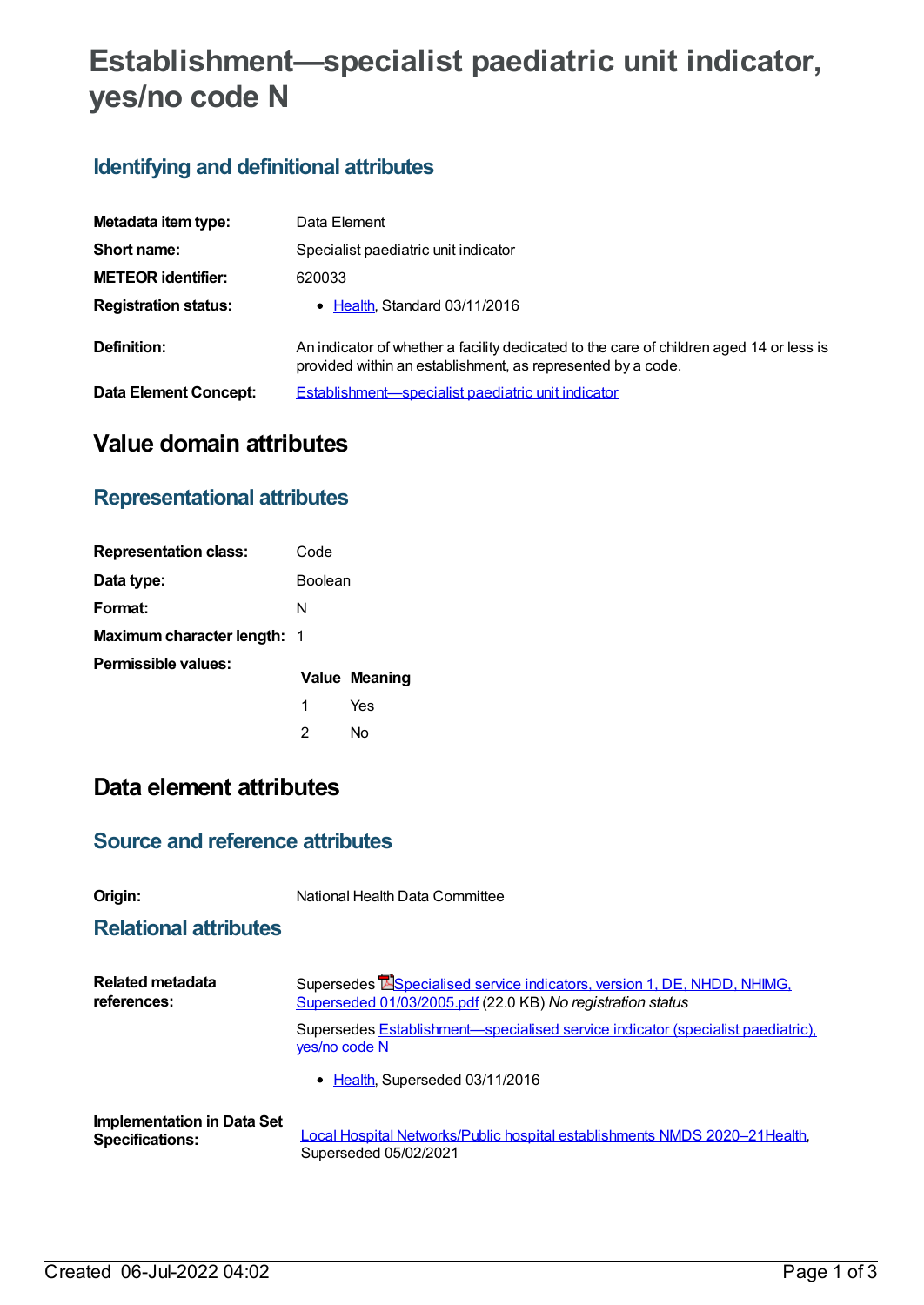# Establishment—specialist paediatric unit indicator, yes/no code N

## Identifying and definitional attributes

| | |
|---|---|
| **Metadata item type:** | Data Element |
| **Short name:** | Specialist paediatric unit indicator |
| **METEOR identifier:** | 620033 |
| **Registration status:** | • Health, Standard 03/11/2016 |
| **Definition:** | An indicator of whether a facility dedicated to the care of children aged 14 or less is provided within an establishment, as represented by a code. |
| **Data Element Concept:** | Establishment—specialist paediatric unit indicator |

# Value domain attributes

## Representational attributes

| | |
|---|---|
| **Representation class:** | Code |
| **Data type:** | Boolean |
| **Format:** | N |
| **Maximum character length:** | 1 |

**Permissible values:**

| Value | Meaning |
|---|---|
| 1 | Yes |
| 2 | No |

# Data element attributes

## Source and reference attributes

**Origin:** National Health Data Committee

## Relational attributes

**Related metadata references:**

Supersedes Specialised service indicators, version 1, DE, NHDD, NHIMG, Superseded 01/03/2005.pdf (22.0 KB) *No registration status*

Supersedes Establishment—specialised service indicator (specialist paediatric), yes/no code N

- Health, Superseded 03/11/2016

**Implementation in Data Set Specifications:**

Local Hospital Networks/Public hospital establishments NMDS 2020–21Health, Superseded 05/02/2021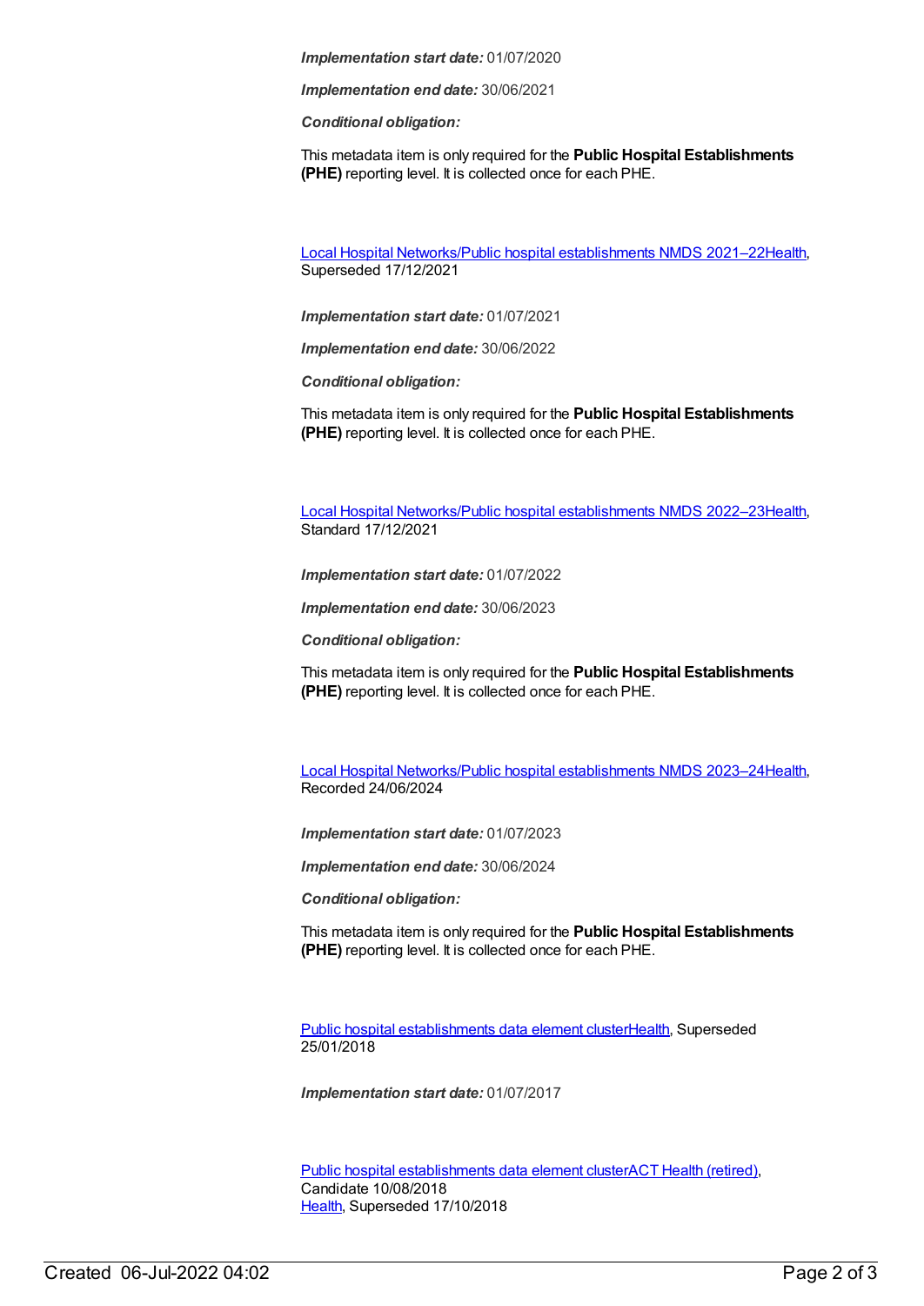***Implementation start date:*** 01/07/2020

***Implementation end date:*** 30/06/2021

***Conditional obligation:***

This metadata item is only required for the **Public Hospital Establishments (PHE)** reporting level. It is collected once for each PHE.

Local Hospital Networks/Public hospital establishments NMDS 2021–22Health, Superseded 17/12/2021

***Implementation start date:*** 01/07/2021

***Implementation end date:*** 30/06/2022

***Conditional obligation:***

This metadata item is only required for the **Public Hospital Establishments (PHE)** reporting level. It is collected once for each PHE.

Local Hospital Networks/Public hospital establishments NMDS 2022–23Health, Standard 17/12/2021

***Implementation start date:*** 01/07/2022

***Implementation end date:*** 30/06/2023

***Conditional obligation:***

This metadata item is only required for the **Public Hospital Establishments (PHE)** reporting level. It is collected once for each PHE.

Local Hospital Networks/Public hospital establishments NMDS 2023–24Health, Recorded 24/06/2024

***Implementation start date:*** 01/07/2023

***Implementation end date:*** 30/06/2024

***Conditional obligation:***

This metadata item is only required for the **Public Hospital Establishments (PHE)** reporting level. It is collected once for each PHE.

Public hospital establishments data element clusterHealth, Superseded 25/01/2018

***Implementation start date:*** 01/07/2017

Public hospital establishments data element clusterACT Health (retired), Candidate 10/08/2018
Health, Superseded 17/10/2018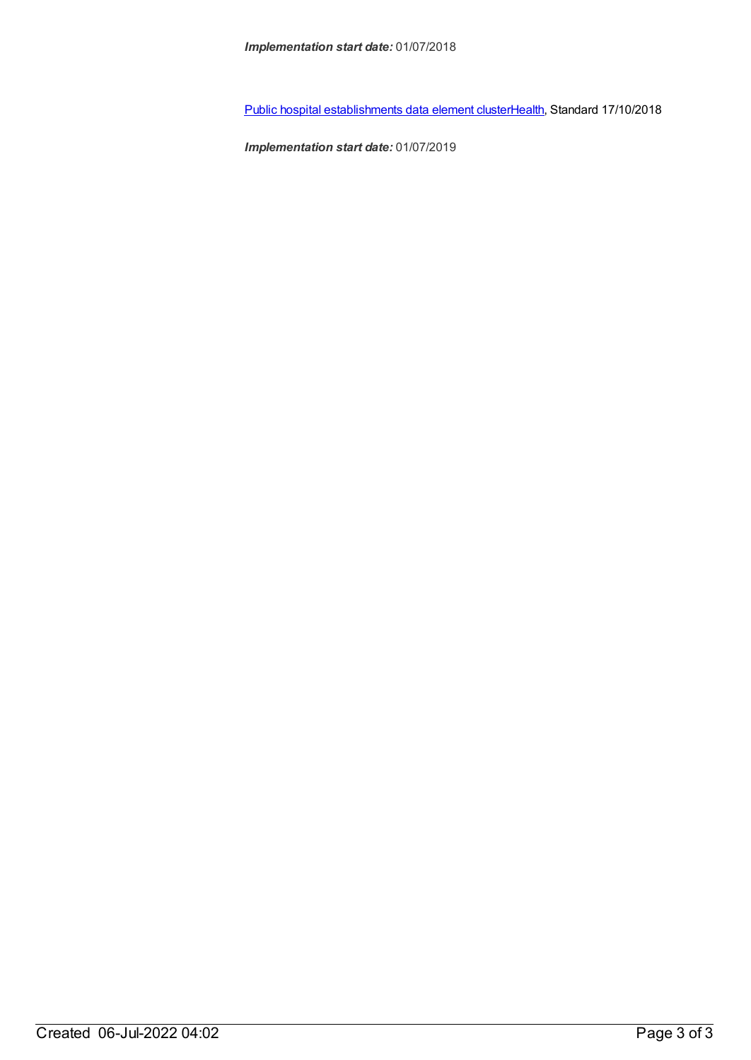***Implementation start date:*** 01/07/2018

[Public hospital establishments data element cluster](#)[Health](#), Standard 17/10/2018

***Implementation start date:*** 01/07/2019